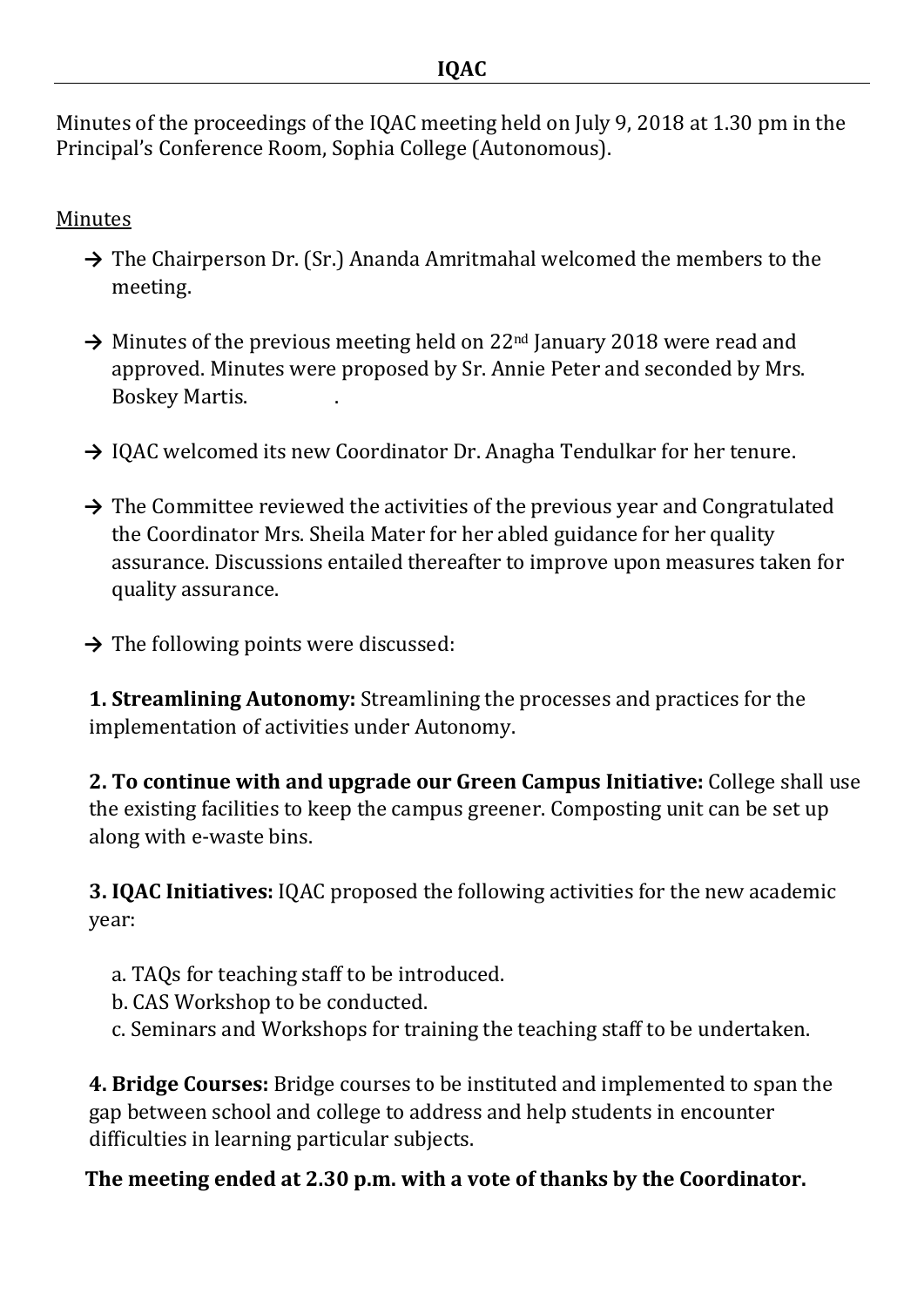# IQAC

Minutes of the proceedings of the IQAC meeting held on July 9, 2018 at 1.30 pm in the Principal's Conference Room, Sophia College (Autonomous).

<u>Minutes</u>

- → The Chairperson Dr. (Sr.) Ananda Amritmahal welcomed the members to the meeting.
- → Minutes of the previous meeting held on 22nd January 2018 were read and approved. Minutes were proposed by Sr. Annie Peter and seconded by Mrs. Boskey Martis.
- → IQAC welcomed its new Coordinator Dr. Anagha Tendulkar for her tenure.
- → The Committee reviewed the activities of the previous year and Congratulated the Coordinator Mrs. Sheila Mater for her abled guidance for her quality assurance. Discussions entailed thereafter to improve upon measures taken for quality assurance.
- → The following points were discussed:

**1. Streamlining Autonomy:** Streamlining the processes and practices for the implementation of activities under Autonomy.

**2. To continue with and upgrade our Green Campus Initiative:** College shall use the existing facilities to keep the campus greener. Composting unit can be set up along with e-waste bins.

**3. IQAC Initiatives:** IQAC proposed the following activities for the new academic year:

a. TAQs for teaching staff to be introduced.
b. CAS Workshop to be conducted.
c. Seminars and Workshops for training the teaching staff to be undertaken.

**4. Bridge Courses:** Bridge courses to be instituted and implemented to span the gap between school and college to address and help students in encounter difficulties in learning particular subjects.

**The meeting ended at 2.30 p.m. with a vote of thanks by the Coordinator.**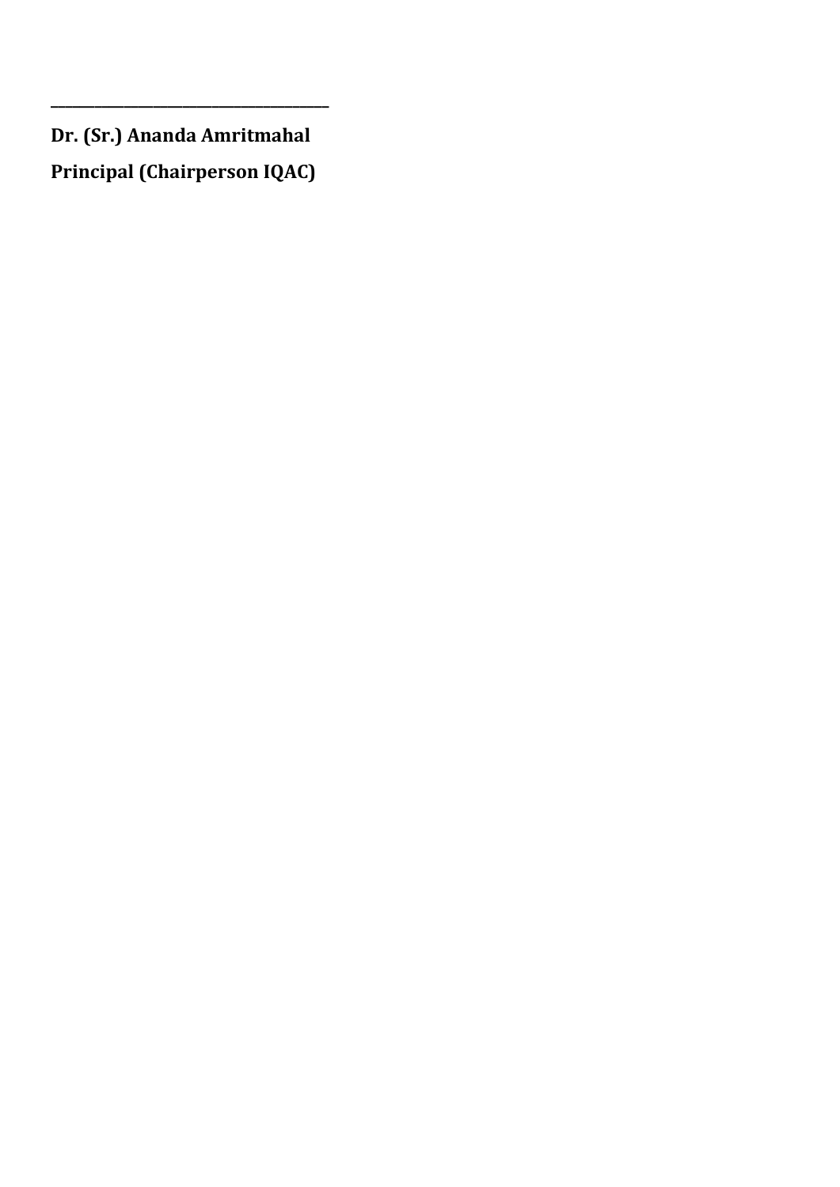\_\_\_\_\_\_\_\_\_\_\_\_\_\_\_\_\_\_\_\_\_\_\_\_\_\_\_\_\_\_\_\_\_\_\_\_\_\_

**Dr. (Sr.) Ananda Amritmahal**

**Principal (Chairperson IQAC)**